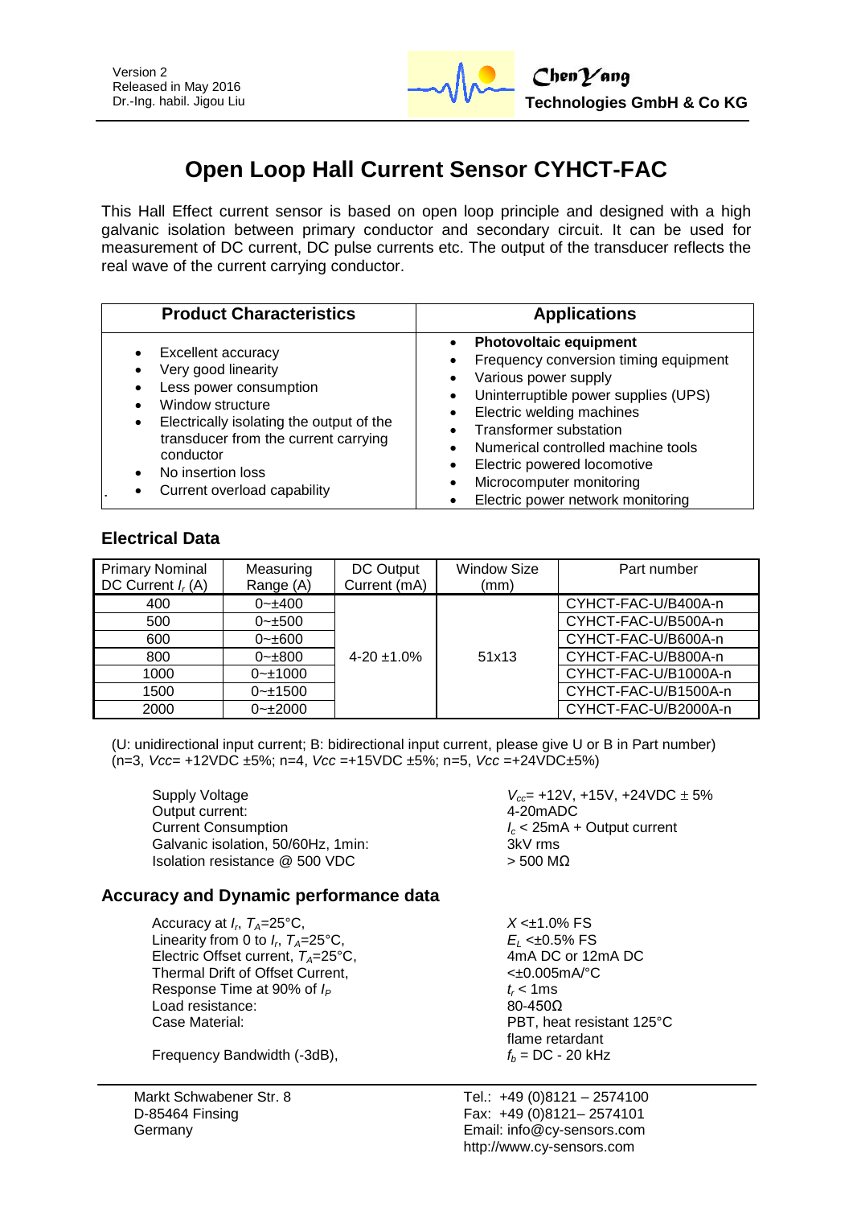Version 2
Released in May 2016
Dr.-Ing. habil. Jigou Liu

**ChenYang Technologies GmbH & Co KG**

# Open Loop Hall Current Sensor CYHCT-FAC

This Hall Effect current sensor is based on open loop principle and designed with a high galvanic isolation between primary conductor and secondary circuit. It can be used for measurement of DC current, DC pulse currents etc. The output of the transducer reflects the real wave of the current carrying conductor.

| Product Characteristics | Applications |
|---|---|
| • Excellent accuracy<br>• Very good linearity<br>• Less power consumption<br>• Window structure<br>• Electrically isolating the output of the transducer from the current carrying conductor<br>• No insertion loss<br>• Current overload capability | • **Photovoltaic equipment**<br>• Frequency conversion timing equipment<br>• Various power supply<br>• Uninterruptible power supplies (UPS)<br>• Electric welding machines<br>• Transformer substation<br>• Numerical controlled machine tools<br>• Electric powered locomotive<br>• Microcomputer monitoring<br>• Electric power network monitoring |

## Electrical Data

| Primary Nominal DC Current $I_r$ (A) | Measuring Range (A) | DC Output Current (mA) | Window Size (mm) | Part number |
|---|---|---|---|---|
| 400 | 0~±400 | 4-20 ±1.0% | 51x13 | CYHCT-FAC-U/B400A-n |
| 500 | 0~±500 | | | CYHCT-FAC-U/B500A-n |
| 600 | 0~±600 | | | CYHCT-FAC-U/B600A-n |
| 800 | 0~±800 | | | CYHCT-FAC-U/B800A-n |
| 1000 | 0~±1000 | | | CYHCT-FAC-U/B1000A-n |
| 1500 | 0~±1500 | | | CYHCT-FAC-U/B1500A-n |
| 2000 | 0~±2000 | | | CYHCT-FAC-U/B2000A-n |

(U: unidirectional input current; B: bidirectional input current, please give U or B in Part number)
(n=3, *Vcc*= +12VDC ±5%; n=4, *Vcc* =+15VDC ±5%; n=5, *Vcc* =+24VDC±5%)

| | |
|---|---|
| Supply Voltage | $V_{cc}$= +12V, +15V, +24VDC ± 5% |
| Output current: | 4-20mADC |
| Current Consumption | $I_c$ < 25mA + Output current |
| Galvanic isolation, 50/60Hz, 1min: | 3kV rms |
| Isolation resistance @ 500 VDC | > 500 MΩ |

## Accuracy and Dynamic performance data

| | |
|---|---|
| Accuracy at $I_r$, $T_A$=25°C, | $X$ <±1.0% FS |
| Linearity from 0 to $I_r$, $T_A$=25°C, | $E_L$ <±0.5% FS |
| Electric Offset current, $T_A$=25°C, | 4mA DC or 12mA DC |
| Thermal Drift of Offset Current, | <±0.005mA/°C |
| Response Time at 90% of $I_P$ | $t_r$ < 1ms |
| Load resistance: | 80-450Ω |
| Case Material: | PBT, heat resistant 125°C flame retardant |
| Frequency Bandwidth (-3dB), | $f_b$ = DC - 20 kHz |

Markt Schwabener Str. 8
D-85464 Finsing
Germany

Tel.: +49 (0)8121 – 2574100
Fax: +49 (0)8121– 2574101
Email: info@cy-sensors.com
http://www.cy-sensors.com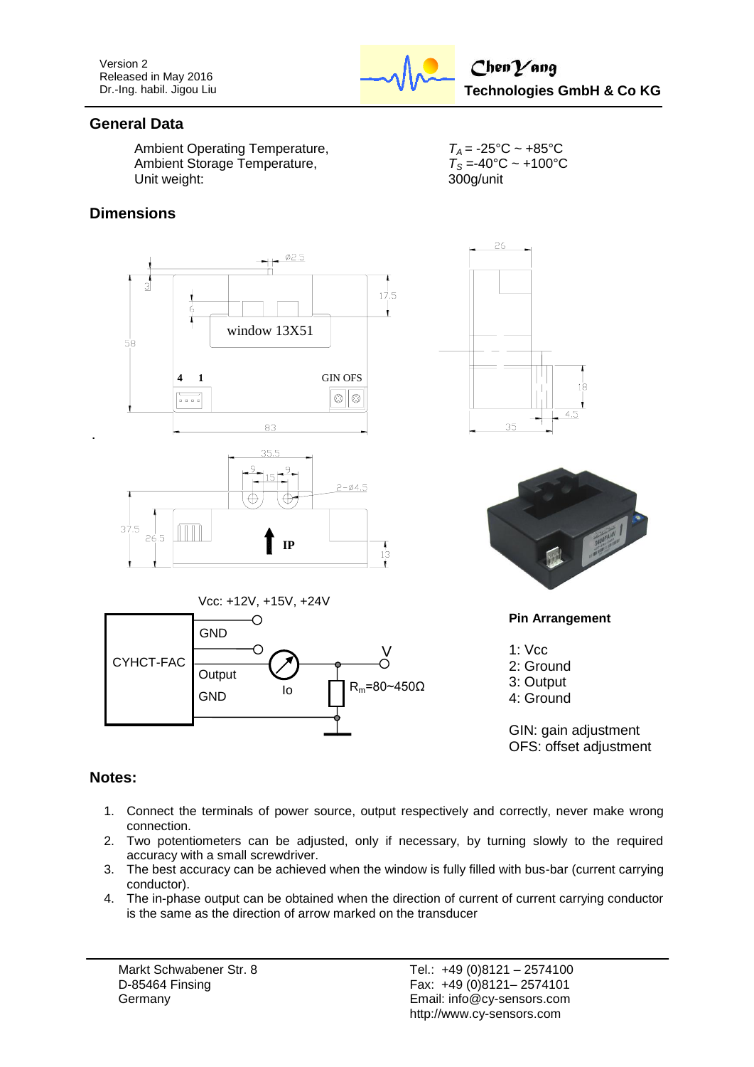## General Data

| | |
|---|---|
| Ambient Operating Temperature, | $T_A$ = -25°C ~ +85°C |
| Ambient Storage Temperature, | $T_S$ =-40°C ~ +100°C |
| Unit weight: | 300g/unit |

## Dimensions

Ø2.5
3
6
17.5
window 13X51
58
4 1
GIN OFS
83
26
18
4.5
35
35.5
9
15
9
2-Ø4.5
37.5
26.5
IP
13

Vcc: +12V, +15V, +24V
CYHCT-FAC
GND
Output
GND
Io
V
$R_m$=80~450Ω

**Pin Arrangement**

1: Vcc
2: Ground
3: Output
4: Ground

GIN: gain adjustment
OFS: offset adjustment

## Notes:

1. Connect the terminals of power source, output respectively and correctly, never make wrong connection.
2. Two potentiometers can be adjusted, only if necessary, by turning slowly to the required accuracy with a small screwdriver.
3. The best accuracy can be achieved when the window is fully filled with bus-bar (current carrying conductor).
4. The in-phase output can be obtained when the direction of current of current carrying conductor is the same as the direction of arrow marked on the transducer